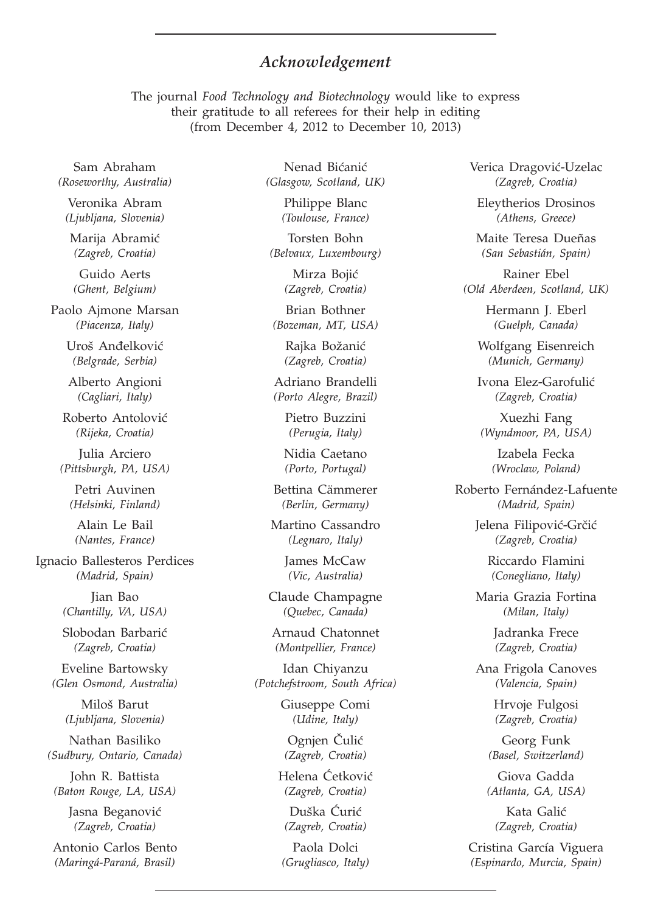## *Acknowledgement*

The journal *Food Technology and Biotechnology* would like to express their gratitude to all referees for their help in editing (from December 4, 2012 to December 10, 2013)

Sam Abraham
*(Roseworthy, Australia)*

Veronika Abram
*(Ljubljana, Slovenia)*

Marija Abramić
*(Zagreb, Croatia)*

Guido Aerts
*(Ghent, Belgium)*

Paolo Ajmone Marsan
*(Piacenza, Italy)*

Uroš Anđelković
*(Belgrade, Serbia)*

Alberto Angioni
*(Cagliari, Italy)*

Roberto Antolović
*(Rijeka, Croatia)*

Julia Arciero
*(Pittsburgh, PA, USA)*

Petri Auvinen
*(Helsinki, Finland)*

Alain Le Bail
*(Nantes, France)*

Ignacio Ballesteros Perdices
*(Madrid, Spain)*

Jian Bao
*(Chantilly, VA, USA)*

Slobodan Barbarić
*(Zagreb, Croatia)*

Eveline Bartowsky
*(Glen Osmond, Australia)*

Miloš Barut
*(Ljubljana, Slovenia)*

Nathan Basiliko
*(Sudbury, Ontario, Canada)*

John R. Battista
*(Baton Rouge, LA, USA)*

Jasna Beganović
*(Zagreb, Croatia)*

Antonio Carlos Bento
*(Maringá-Paraná, Brasil)*

Nenad Bićanić
*(Glasgow, Scotland, UK)*

Philippe Blanc
*(Toulouse, France)*

Torsten Bohn
*(Belvaux, Luxembourg)*

Mirza Bojić
*(Zagreb, Croatia)*

Brian Bothner
*(Bozeman, MT, USA)*

Rajka Božanić
*(Zagreb, Croatia)*

Adriano Brandelli
*(Porto Alegre, Brazil)*

Pietro Buzzini
*(Perugia, Italy)*

Nidia Caetano
*(Porto, Portugal)*

Bettina Cämmerer
*(Berlin, Germany)*

Martino Cassandro
*(Legnaro, Italy)*

James McCaw
*(Vic, Australia)*

Claude Champagne
*(Quebec, Canada)*

Arnaud Chatonnet
*(Montpellier, France)*

Idan Chiyanzu
*(Potchefstroom, South Africa)*

Giuseppe Comi
*(Udine, Italy)*

Ognjen Čulić
*(Zagreb, Croatia)*

Helena Ćetković
*(Zagreb, Croatia)*

Duška Ćurić
*(Zagreb, Croatia)*

Paola Dolci
*(Grugliasco, Italy)*

Verica Dragović-Uzelac
*(Zagreb, Croatia)*

Eleytherios Drosinos
*(Athens, Greece)*

Maite Teresa Dueñas
*(San Sebastián, Spain)*

Rainer Ebel
*(Old Aberdeen, Scotland, UK)*

Hermann J. Eberl
*(Guelph, Canada)*

Wolfgang Eisenreich
*(Munich, Germany)*

Ivona Elez-Garofulić
*(Zagreb, Croatia)*

Xuezhi Fang
*(Wyndmoor, PA, USA)*

Izabela Fecka
*(Wroclaw, Poland)*

Roberto Fernández-Lafuente
*(Madrid, Spain)*

Jelena Filipović-Grčić
*(Zagreb, Croatia)*

Riccardo Flamini
*(Conegliano, Italy)*

Maria Grazia Fortina
*(Milan, Italy)*

Jadranka Frece
*(Zagreb, Croatia)*

Ana Frigola Canoves
*(Valencia, Spain)*

Hrvoje Fulgosi
*(Zagreb, Croatia)*

Georg Funk
*(Basel, Switzerland)*

Giova Gadda
*(Atlanta, GA, USA)*

Kata Galić
*(Zagreb, Croatia)*

Cristina García Viguera
*(Espinardo, Murcia, Spain)*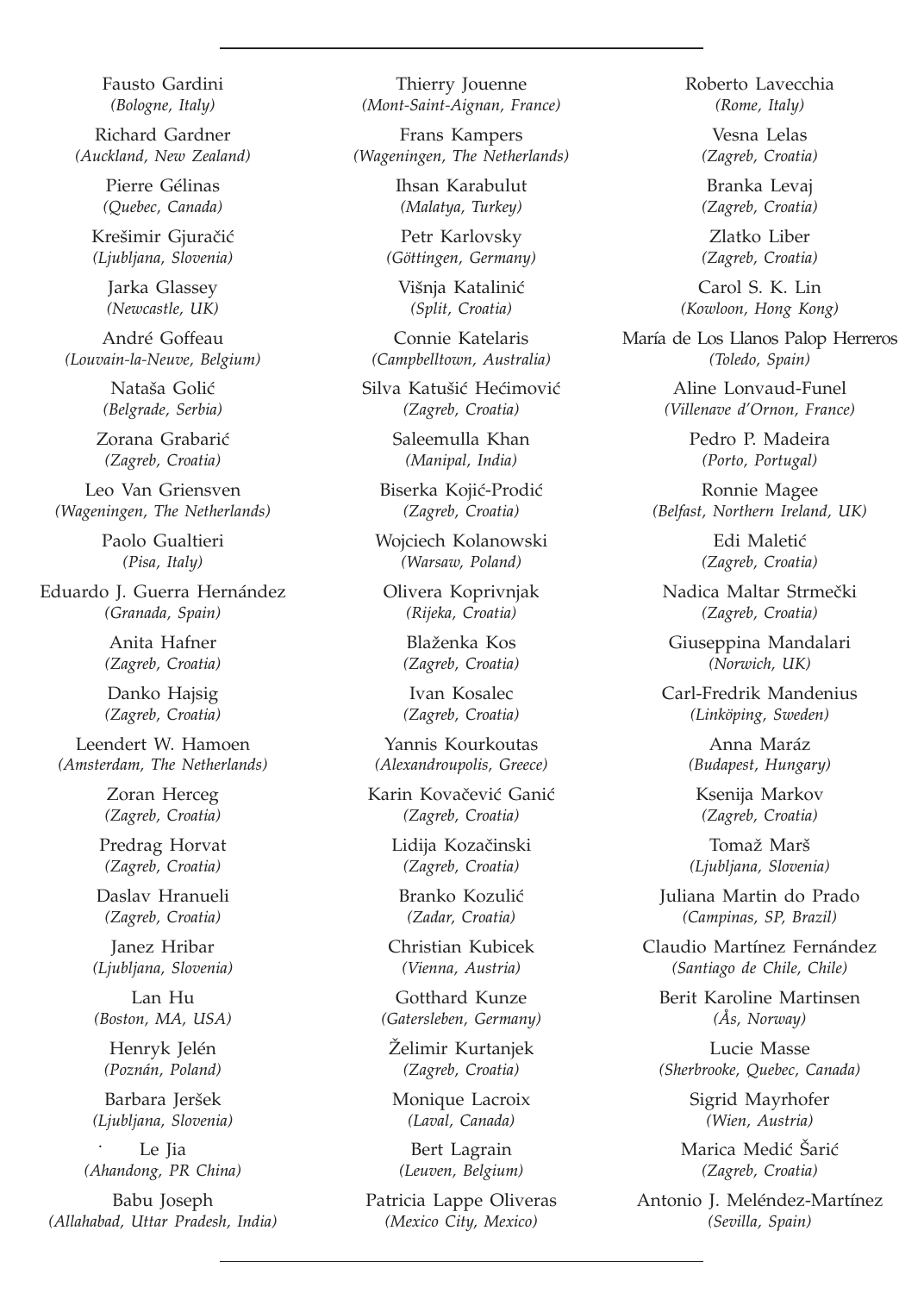Fausto Gardini
*(Bologne, Italy)*

Richard Gardner
*(Auckland, New Zealand)*

Pierre Gélinas
*(Quebec, Canada)*

Krešimir Gjuračić
*(Ljubljana, Slovenia)*

Jarka Glassey
*(Newcastle, UK)*

André Goffeau
*(Louvain-la-Neuve, Belgium)*

Nataša Golić
*(Belgrade, Serbia)*

Zorana Grabarić
*(Zagreb, Croatia)*

Leo Van Griensven
*(Wageningen, The Netherlands)*

Paolo Gualtieri
*(Pisa, Italy)*

Eduardo J. Guerra Hernández
*(Granada, Spain)*

Anita Hafner
*(Zagreb, Croatia)*

Danko Hajsig
*(Zagreb, Croatia)*

Leendert W. Hamoen
*(Amsterdam, The Netherlands)*

Zoran Herceg
*(Zagreb, Croatia)*

Predrag Horvat
*(Zagreb, Croatia)*

Daslav Hranueli
*(Zagreb, Croatia)*

Janez Hribar
*(Ljubljana, Slovenia)*

Lan Hu
*(Boston, MA, USA)*

Henryk Jelén
*(Poznán, Poland)*

Barbara Jeršek
*(Ljubljana, Slovenia)*

Le Jia
*(Ahandong, PR China)*

Babu Joseph
*(Allahabad, Uttar Pradesh, India)*

Thierry Jouenne
*(Mont-Saint-Aignan, France)*

Frans Kampers
*(Wageningen, The Netherlands)*

Ihsan Karabulut
*(Malatya, Turkey)*

Petr Karlovsky
*(Göttingen, Germany)*

Višnja Katalinić
*(Split, Croatia)*

Connie Katelaris
*(Campbelltown, Australia)*

Silva Katušić Hećimović
*(Zagreb, Croatia)*

Saleemulla Khan
*(Manipal, India)*

Biserka Kojić-Prodić
*(Zagreb, Croatia)*

Wojciech Kolanowski
*(Warsaw, Poland)*

Olivera Koprivnjak
*(Rijeka, Croatia)*

Blaženka Kos
*(Zagreb, Croatia)*

Ivan Kosalec
*(Zagreb, Croatia)*

Yannis Kourkoutas
*(Alexandroupolis, Greece)*

Karin Kovačević Ganić
*(Zagreb, Croatia)*

Lidija Kozačinski
*(Zagreb, Croatia)*

Branko Kozulić
*(Zadar, Croatia)*

Christian Kubicek
*(Vienna, Austria)*

Gotthard Kunze
*(Gatersleben, Germany)*

Želimir Kurtanjek
*(Zagreb, Croatia)*

Monique Lacroix
*(Laval, Canada)*

Bert Lagrain
*(Leuven, Belgium)*

Patricia Lappe Oliveras
*(Mexico City, Mexico)*

Roberto Lavecchia
*(Rome, Italy)*

Vesna Lelas
*(Zagreb, Croatia)*

Branka Levaj
*(Zagreb, Croatia)*

Zlatko Liber
*(Zagreb, Croatia)*

Carol S. K. Lin
*(Kowloon, Hong Kong)*

María de Los Llanos Palop Herreros
*(Toledo, Spain)*

Aline Lonvaud-Funel
*(Villenave d'Ornon, France)*

Pedro P. Madeira
*(Porto, Portugal)*

Ronnie Magee
*(Belfast, Northern Ireland, UK)*

Edi Maletić
*(Zagreb, Croatia)*

Nadica Maltar Strmečki
*(Zagreb, Croatia)*

Giuseppina Mandalari
*(Norwich, UK)*

Carl-Fredrik Mandenius
*(Linköping, Sweden)*

Anna Maráz
*(Budapest, Hungary)*

Ksenija Markov
*(Zagreb, Croatia)*

Tomaž Marš
*(Ljubljana, Slovenia)*

Juliana Martin do Prado
*(Campinas, SP, Brazil)*

Claudio Martínez Fernández
*(Santiago de Chile, Chile)*

Berit Karoline Martinsen
*(Ås, Norway)*

Lucie Masse
*(Sherbrooke, Quebec, Canada)*

Sigrid Mayrhofer
*(Wien, Austria)*

Marica Medić Šarić
*(Zagreb, Croatia)*

Antonio J. Meléndez-Martínez
*(Sevilla, Spain)*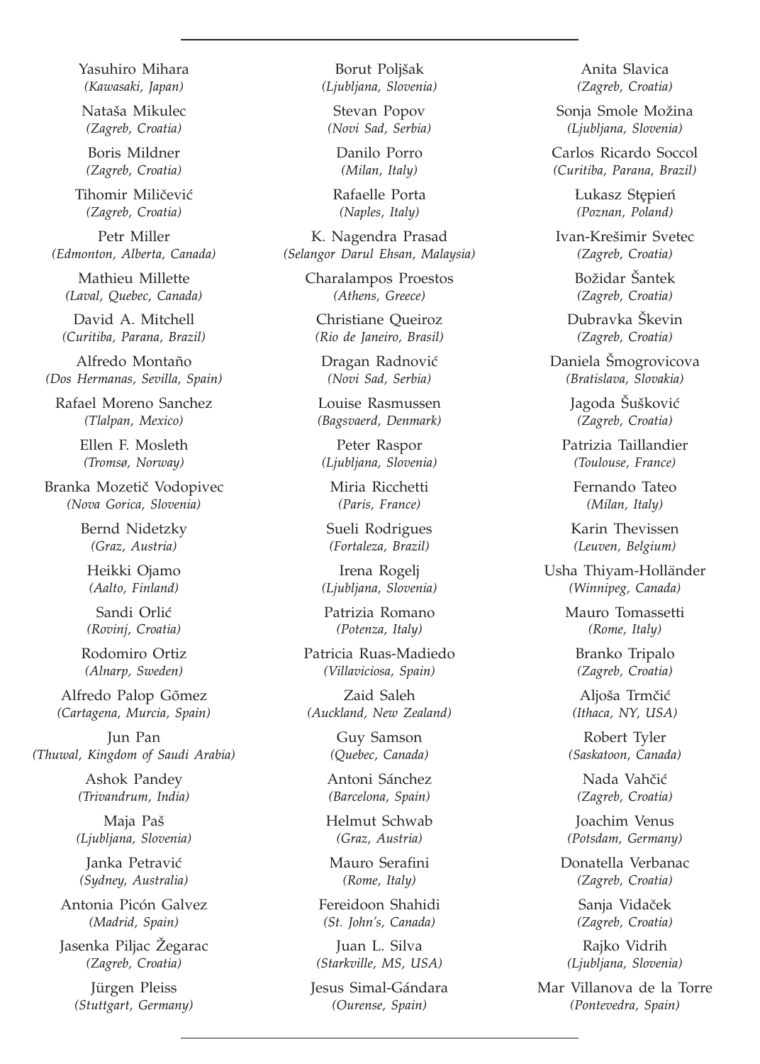Yasuhiro Mihara
*(Kawasaki, Japan)*

Nataša Mikulec
*(Zagreb, Croatia)*

Boris Mildner
*(Zagreb, Croatia)*

Tihomir Miličević
*(Zagreb, Croatia)*

Petr Miller
*(Edmonton, Alberta, Canada)*

Mathieu Millette
*(Laval, Quebec, Canada)*

David A. Mitchell
*(Curitiba, Parana, Brazil)*

Alfredo Montaño
*(Dos Hermanas, Sevilla, Spain)*

Rafael Moreno Sanchez
*(Tlalpan, Mexico)*

Ellen F. Mosleth
*(Tromsø, Norway)*

Branka Mozetič Vodopivec
*(Nova Gorica, Slovenia)*

Bernd Nidetzky
*(Graz, Austria)*

Heikki Ojamo
*(Aalto, Finland)*

Sandi Orlić
*(Rovinj, Croatia)*

Rodomiro Ortiz
*(Alnarp, Sweden)*

Alfredo Palop Gõmez
*(Cartagena, Murcia, Spain)*

Jun Pan
*(Thuwal, Kingdom of Saudi Arabia)*

Ashok Pandey
*(Trivandrum, India)*

Maja Paš
*(Ljubljana, Slovenia)*

Janka Petravić
*(Sydney, Australia)*

Antonia Picón Galvez
*(Madrid, Spain)*

Jasenka Piljac Žegarac
*(Zagreb, Croatia)*

Jürgen Pleiss
*(Stuttgart, Germany)*

Borut Poljšak
*(Ljubljana, Slovenia)*

Stevan Popov
*(Novi Sad, Serbia)*

Danilo Porro
*(Milan, Italy)*

Rafaelle Porta
*(Naples, Italy)*

K. Nagendra Prasad
*(Selangor Darul Ehsan, Malaysia)*

Charalampos Proestos
*(Athens, Greece)*

Christiane Queiroz
*(Rio de Janeiro, Brasil)*

Dragan Radnović
*(Novi Sad, Serbia)*

Louise Rasmussen
*(Bagsvaerd, Denmark)*

Peter Raspor
*(Ljubljana, Slovenia)*

Miria Ricchetti
*(Paris, France)*

Sueli Rodrigues
*(Fortaleza, Brazil)*

Irena Rogelj
*(Ljubljana, Slovenia)*

Patrizia Romano
*(Potenza, Italy)*

Patricia Ruas-Madiedo
*(Villaviciosa, Spain)*

Zaid Saleh
*(Auckland, New Zealand)*

Guy Samson
*(Quebec, Canada)*

Antoni Sánchez
*(Barcelona, Spain)*

Helmut Schwab
*(Graz, Austria)*

Mauro Serafini
*(Rome, Italy)*

Fereidoon Shahidi
*(St. John's, Canada)*

Juan L. Silva
*(Starkville, MS, USA)*

Jesus Simal-Gándara
*(Ourense, Spain)*

Anita Slavica
*(Zagreb, Croatia)*

Sonja Smole Možina
*(Ljubljana, Slovenia)*

Carlos Ricardo Soccol
*(Curitiba, Parana, Brazil)*

Łukasz Stępień
*(Poznan, Poland)*

Ivan-Krešimir Svetec
*(Zagreb, Croatia)*

Božidar Šantek
*(Zagreb, Croatia)*

Dubravka Škevin
*(Zagreb, Croatia)*

Daniela Šmogrovicova
*(Bratislava, Slovakia)*

Jagoda Šušković
*(Zagreb, Croatia)*

Patrizia Taillandier
*(Toulouse, France)*

Fernando Tateo
*(Milan, Italy)*

Karin Thevissen
*(Leuven, Belgium)*

Usha Thiyam-Holländer
*(Winnipeg, Canada)*

Mauro Tomassetti
*(Rome, Italy)*

Branko Tripalo
*(Zagreb, Croatia)*

Aljoša Trmčić
*(Ithaca, NY, USA)*

Robert Tyler
*(Saskatoon, Canada)*

Nada Vahčić
*(Zagreb, Croatia)*

Joachim Venus
*(Potsdam, Germany)*

Donatella Verbanac
*(Zagreb, Croatia)*

Sanja Vidaček
*(Zagreb, Croatia)*

Rajko Vidrih
*(Ljubljana, Slovenia)*

Mar Villanova de la Torre
*(Pontevedra, Spain)*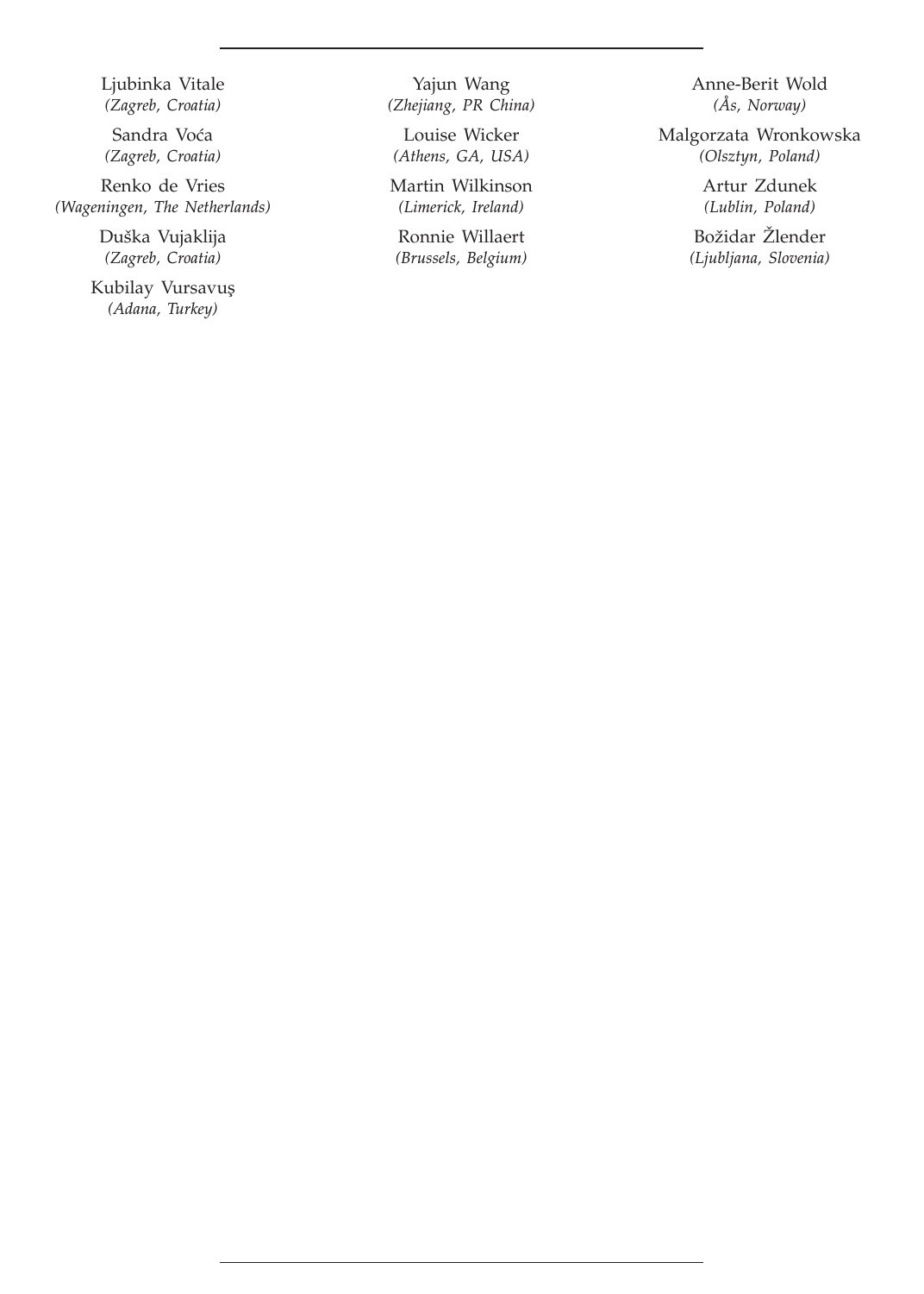Ljubinka Vitale
*(Zagreb, Croatia)*

Sandra Voća
*(Zagreb, Croatia)*

Renko de Vries
*(Wageningen, The Netherlands)*

Duška Vujaklija
*(Zagreb, Croatia)*

Kubilay Vursavuş
*(Adana, Turkey)*

Yajun Wang
*(Zhejiang, PR China)*

Louise Wicker
*(Athens, GA, USA)*

Martin Wilkinson
*(Limerick, Ireland)*

Ronnie Willaert
*(Brussels, Belgium)*

Anne-Berit Wold
*(Ås, Norway)*

Malgorzata Wronkowska
*(Olsztyn, Poland)*

Artur Zdunek
*(Lublin, Poland)*

Božidar Žlender
*(Ljubljana, Slovenia)*